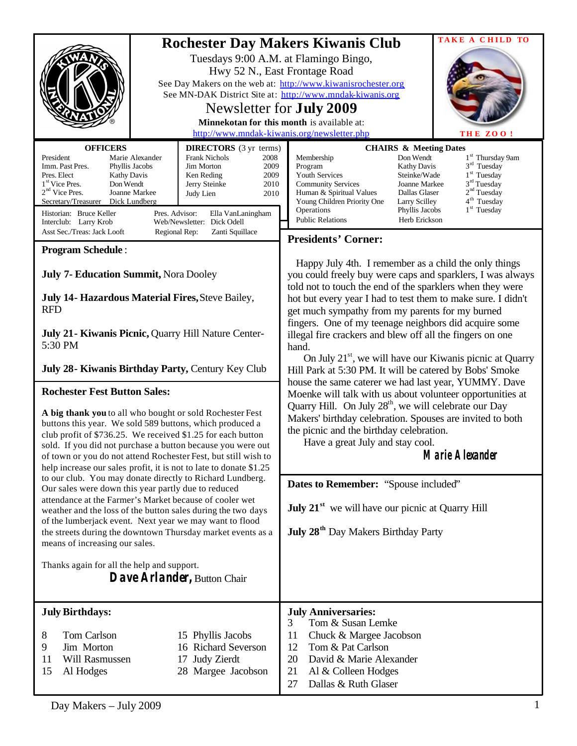# Rochester Day Makers Kiwanis Club

Tuesdays 9:00 A.M. at Flamingo Bingo,
Hwy 52 N., East Frontage Road

See Day Makers on the web at: http://www.kiwanisrochester.org
See MN-DAK District Site at: http://www.mndak-kiwanis.org

## Newsletter for July 2009

**Minnekotan for this month** is available at:
http://www.mndak-kiwanis.org/newsletter.php

TAKE A CHILD TO THE ZOO!

**OFFICERS**

| | |
|---|---|
| President | Marie Alexander |
| Imm. Past Pres. | Phyllis Jacobs |
| Pres. Elect | Kathy Davis |
| 1st Vice Pres. | Don Wendt |
| 2nd Vice Pres. | Joanne Markee |
| Secretary/Treasurer | Dick Lundberg |

**DIRECTORS** (3 yr terms)

| | |
|---|---|
| Frank Nichols | 2008 |
| Jim Morton | 2009 |
| Ken Reding | 2009 |
| Jerry Steinke | 2010 |
| Judy Lien | 2010 |

| | |
|---|---|
| Historian: Bruce Keller | Pres. Advisor: Ella VanLaningham |
| Interclub: Larry Krob | Web/Newsletter: Dick Odell |
| Asst Sec./Treas: Jack Looft | Regional Rep: Zanti Squillace |

**CHAIRS & Meeting Dates**

| | | |
|---|---|---|
| Membership | Don Wendt | 1st Thursday 9am |
| Program | Kathy Davis | 3rd Tuesday |
| Youth Services | Steinke/Wade | 1st Tuesday |
| Community Services | Joanne Markee | 3rd Tuesday |
| Human & Spiritual Values | Dallas Glaser | 2nd Tuesday |
| Young Children Priority One | Larry Scilley | 4th Tuesday |
| Operations | Phyllis Jacobs | 1st Tuesday |
| Public Relations | Herb Erickson | |

### Program Schedule:

**July 7- Education Summit,** Nora Dooley

**July 14- Hazardous Material Fires,** Steve Bailey, RFD

**July 21- Kiwanis Picnic,** Quarry Hill Nature Center- 5:30 PM

**July 28- Kiwanis Birthday Party,** Century Key Club

### Rochester Fest Button Sales:

**A big thank you** to all who bought or sold Rochester Fest buttons this year. We sold 589 buttons, which produced a club profit of $736.25. We received $1.25 for each button sold. If you did not purchase a button because you were out of town or you do not attend Rochester Fest, but still wish to help increase our sales profit, it is not to late to donate $1.25 to our club. You may donate directly to Richard Lundberg. Our sales were down this year partly due to reduced attendance at the Farmer's Market because of cooler wet weather and the loss of the button sales during the two days of the lumberjack event. Next year we may want to flood the streets during the downtown Thursday market events as a means of increasing our sales.

Thanks again for all the help and support.

**Dave Arlander,** Button Chair

### Presidents' Corner:

Happy July 4th. I remember as a child the only things you could freely buy were caps and sparklers, I was always told not to touch the end of the sparklers when they were hot but every year I had to test them to make sure. I didn't get much sympathy from my parents for my burned fingers. One of my teenage neighbors did acquire some illegal fire crackers and blew off all the fingers on one hand.

On July 21st, we will have our Kiwanis picnic at Quarry Hill Park at 5:30 PM. It will be catered by Bobs' Smoke house the same caterer we had last year, YUMMY. Dave Moenke will talk with us about volunteer opportunities at Quarry Hill. On July 28th, we will celebrate our Day Makers' birthday celebration. Spouses are invited to both the picnic and the birthday celebration.

Have a great July and stay cool.

**Marie Alexander**

**Dates to Remember:** "Spouse included"

**July 21st** we will have our picnic at Quarry Hill

**July 28th** Day Makers Birthday Party

### July Birthdays:

| | | | |
|---|---|---|---|
| 8 | Tom Carlson | 15 | Phyllis Jacobs |
| 9 | Jim Morton | 16 | Richard Severson |
| 11 | Will Rasmussen | 17 | Judy Zierdt |
| 15 | Al Hodges | 28 | Margee Jacobson |

### July Anniversaries:

| | |
|---|---|
| 3 | Tom & Susan Lemke |
| 11 | Chuck & Margee Jacobson |
| 12 | Tom & Pat Carlson |
| 20 | David & Marie Alexander |
| 21 | Al & Colleen Hodges |
| 27 | Dallas & Ruth Glaser |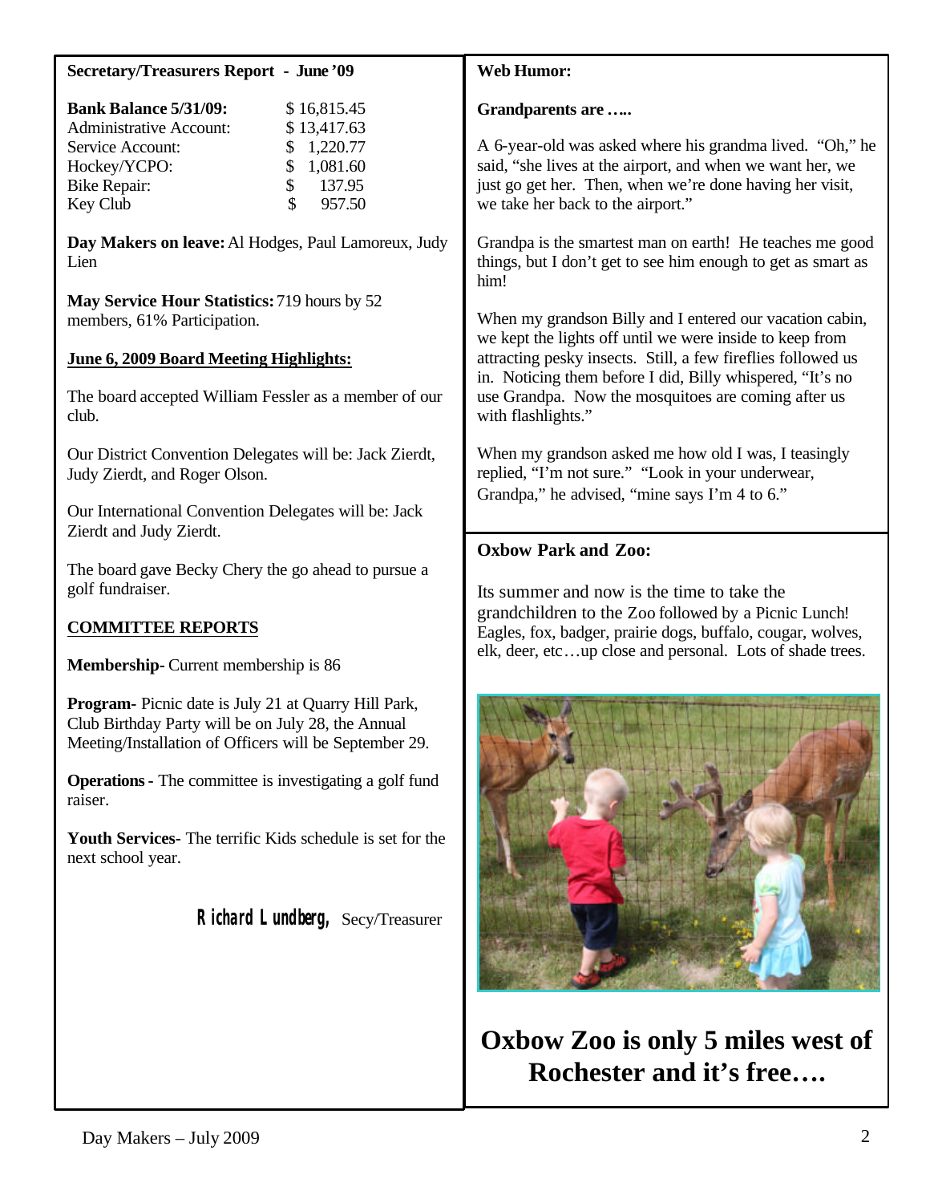## Secretary/Treasurers Report - June '09

| **Bank Balance 5/31/09:** | $ 16,815.45 |
|---|---|
| Administrative Account: | $ 13,417.63 |
| Service Account: | $ 1,220.77 |
| Hockey/YCPO: | $ 1,081.60 |
| Bike Repair: | $ 137.95 |
| Key Club | $ 957.50 |

**Day Makers on leave:** Al Hodges, Paul Lamoreux, Judy Lien

**May Service Hour Statistics:** 719 hours by 52 members, 61% Participation.

**June 6, 2009 Board Meeting Highlights:**

The board accepted William Fessler as a member of our club.

Our District Convention Delegates will be: Jack Zierdt, Judy Zierdt, and Roger Olson.

Our International Convention Delegates will be: Jack Zierdt and Judy Zierdt.

The board gave Becky Chery the go ahead to pursue a golf fundraiser.

**COMMITTEE REPORTS**

**Membership**- Current membership is 86

**Program**- Picnic date is July 21 at Quarry Hill Park, Club Birthday Party will be on July 28, the Annual Meeting/Installation of Officers will be September 29.

**Operations** - The committee is investigating a golf fund raiser.

**Youth Services**- The terrific Kids schedule is set for the next school year.

**Richard Lundberg,** Secy/Treasurer

## Web Humor:

**Grandparents are …..**

A 6-year-old was asked where his grandma lived. "Oh," he said, "she lives at the airport, and when we want her, we just go get her. Then, when we're done having her visit, we take her back to the airport."

Grandpa is the smartest man on earth! He teaches me good things, but I don't get to see him enough to get as smart as him!

When my grandson Billy and I entered our vacation cabin, we kept the lights off until we were inside to keep from attracting pesky insects. Still, a few fireflies followed us in. Noticing them before I did, Billy whispered, "It's no use Grandpa. Now the mosquitoes are coming after us with flashlights."

When my grandson asked me how old I was, I teasingly replied, "I'm not sure." "Look in your underwear, Grandpa," he advised, "mine says I'm 4 to 6."

## Oxbow Park and Zoo:

Its summer and now is the time to take the grandchildren to the Zoo followed by a Picnic Lunch! Eagles, fox, badger, prairie dogs, buffalo, cougar, wolves, elk, deer, etc…up close and personal. Lots of shade trees.

**Oxbow Zoo is only 5 miles west of Rochester and it's free….**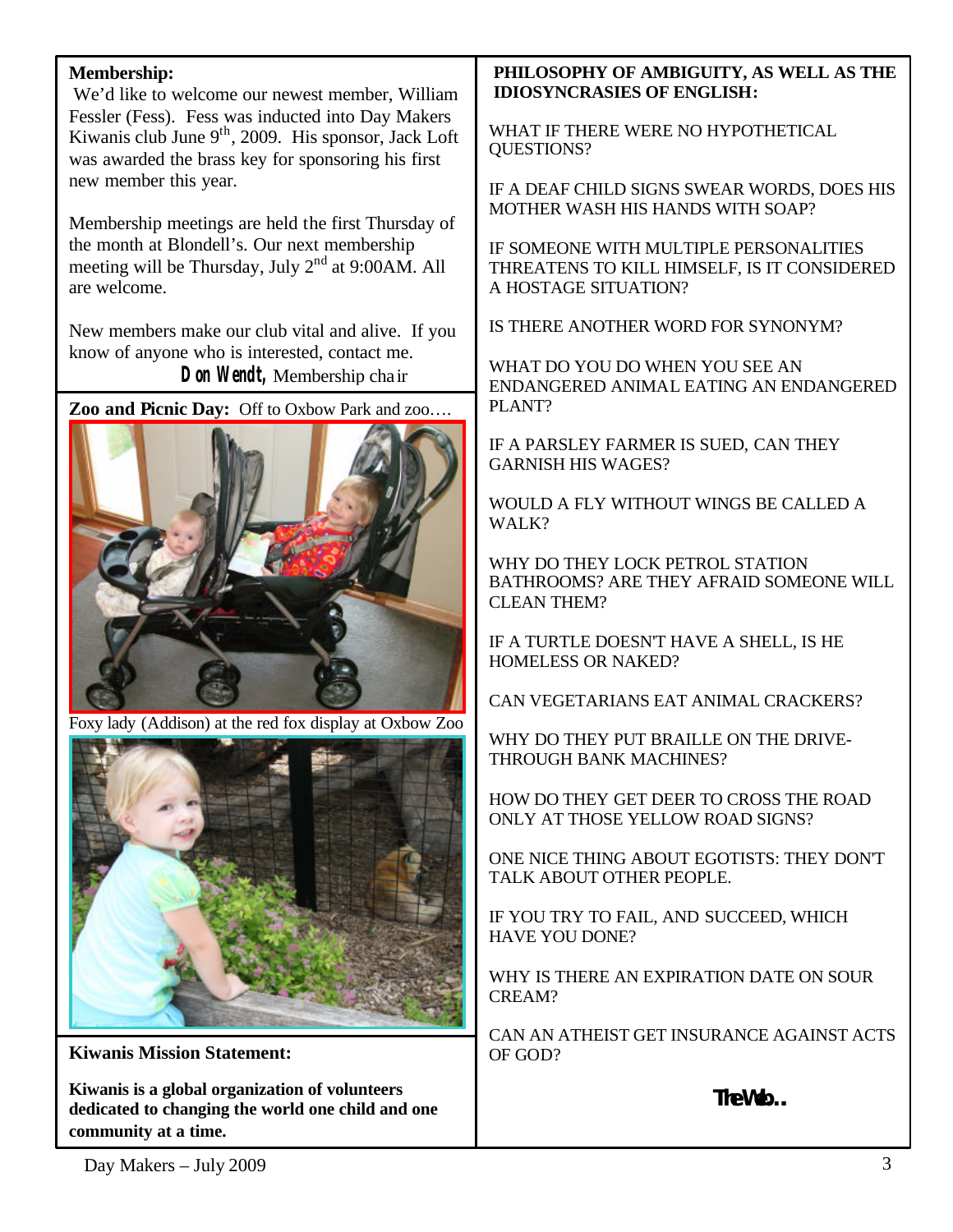**Membership:**

We'd like to welcome our newest member, William Fessler (Fess). Fess was inducted into Day Makers Kiwanis club June 9th, 2009. His sponsor, Jack Loft was awarded the brass key for sponsoring his first new member this year.

Membership meetings are held the first Thursday of the month at Blondell's. Our next membership meeting will be Thursday, July 2nd at 9:00AM. All are welcome.

New members make our club vital and alive. If you know of anyone who is interested, contact me.

**Don Wendt,** Membership chair

**Zoo and Picnic Day:** Off to Oxbow Park and zoo….

Foxy lady (Addison) at the red fox display at Oxbow Zoo

**Kiwanis Mission Statement:**

**Kiwanis is a global organization of volunteers dedicated to changing the world one child and one community at a time.**

**PHILOSOPHY OF AMBIGUITY, AS WELL AS THE IDIOSYNCRASIES OF ENGLISH:**

WHAT IF THERE WERE NO HYPOTHETICAL QUESTIONS?

IF A DEAF CHILD SIGNS SWEAR WORDS, DOES HIS MOTHER WASH HIS HANDS WITH SOAP?

IF SOMEONE WITH MULTIPLE PERSONALITIES THREATENS TO KILL HIMSELF, IS IT CONSIDERED A HOSTAGE SITUATION?

IS THERE ANOTHER WORD FOR SYNONYM?

WHAT DO YOU DO WHEN YOU SEE AN ENDANGERED ANIMAL EATING AN ENDANGERED PLANT?

IF A PARSLEY FARMER IS SUED, CAN THEY GARNISH HIS WAGES?

WOULD A FLY WITHOUT WINGS BE CALLED A WALK?

WHY DO THEY LOCK PETROL STATION BATHROOMS? ARE THEY AFRAID SOMEONE WILL CLEAN THEM?

IF A TURTLE DOESN'T HAVE A SHELL, IS HE HOMELESS OR NAKED?

CAN VEGETARIANS EAT ANIMAL CRACKERS?

WHY DO THEY PUT BRAILLE ON THE DRIVE-THROUGH BANK MACHINES?

HOW DO THEY GET DEER TO CROSS THE ROAD ONLY AT THOSE YELLOW ROAD SIGNS?

ONE NICE THING ABOUT EGOTISTS: THEY DON'T TALK ABOUT OTHER PEOPLE.

IF YOU TRY TO FAIL, AND SUCCEED, WHICH HAVE YOU DONE?

WHY IS THERE AN EXPIRATION DATE ON SOUR CREAM?

CAN AN ATHEIST GET INSURANCE AGAINST ACTS OF GOD?

**The Web..**

Day Makers – July 2009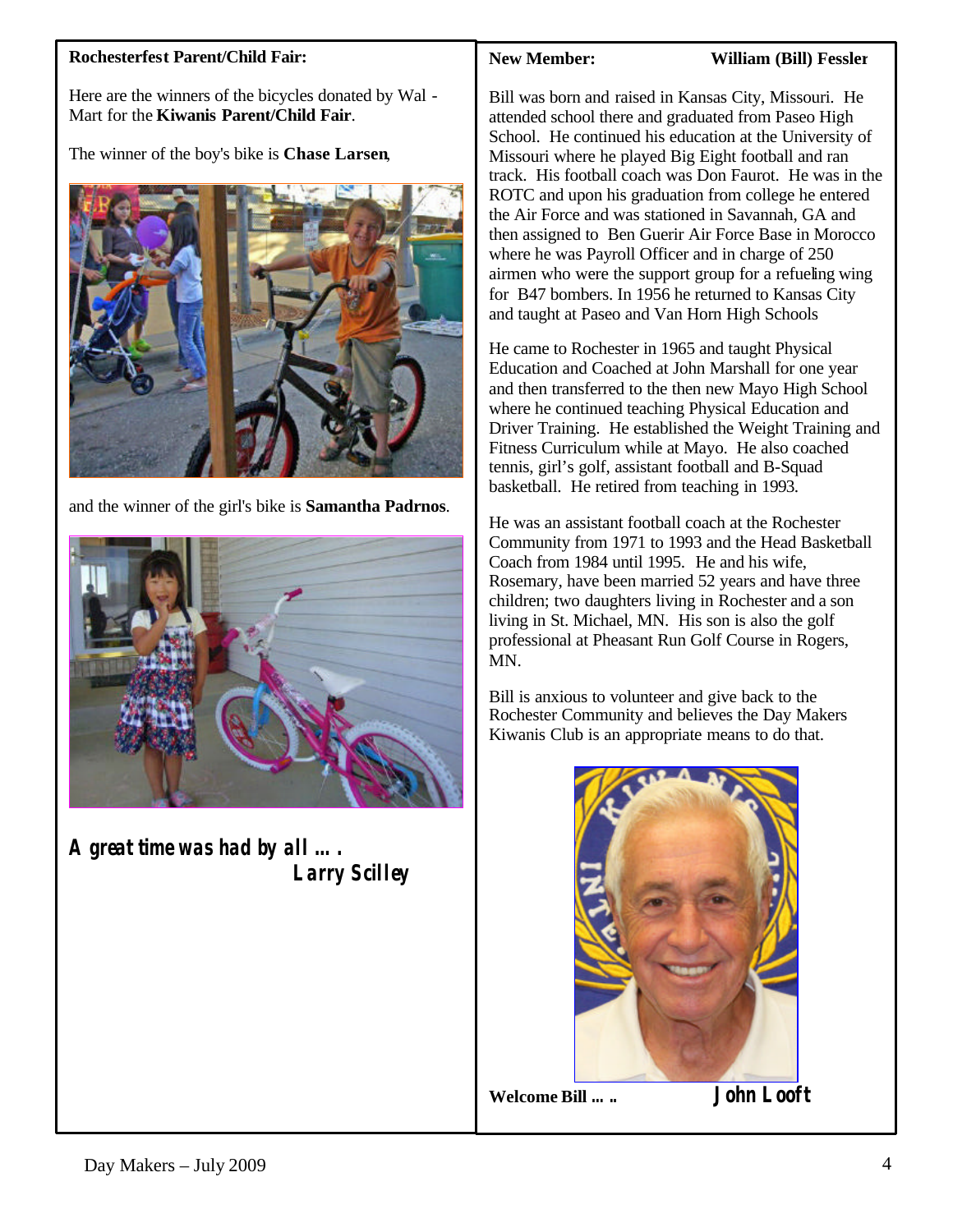**Rochesterfest Parent/Child Fair:**

Here are the winners of the bicycles donated by Wal - Mart for the **Kiwanis Parent/Child Fair**.

The winner of the boy's bike is **Chase Larsen**,

and the winner of the girl's bike is **Samantha Padrnos**.

***A great time was had by all ….***
***Larry Scilley***

**New Member: William (Bill) Fessler**

Bill was born and raised in Kansas City, Missouri. He attended school there and graduated from Paseo High School. He continued his education at the University of Missouri where he played Big Eight football and ran track. His football coach was Don Faurot. He was in the ROTC and upon his graduation from college he entered the Air Force and was stationed in Savannah, GA and then assigned to Ben Guerir Air Force Base in Morocco where he was Payroll Officer and in charge of 250 airmen who were the support group for a refueling wing for B47 bombers. In 1956 he returned to Kansas City and taught at Paseo and Van Horn High Schools

He came to Rochester in 1965 and taught Physical Education and Coached at John Marshall for one year and then transferred to the then new Mayo High School where he continued teaching Physical Education and Driver Training. He established the Weight Training and Fitness Curriculum while at Mayo. He also coached tennis, girl's golf, assistant football and B-Squad basketball. He retired from teaching in 1993.

He was an assistant football coach at the Rochester Community from 1971 to 1993 and the Head Basketball Coach from 1984 until 1995. He and his wife, Rosemary, have been married 52 years and have three children; two daughters living in Rochester and a son living in St. Michael, MN. His son is also the golf professional at Pheasant Run Golf Course in Rogers, MN.

Bill is anxious to volunteer and give back to the Rochester Community and believes the Day Makers Kiwanis Club is an appropriate means to do that.

**Welcome Bill … ..** ***John Looft***